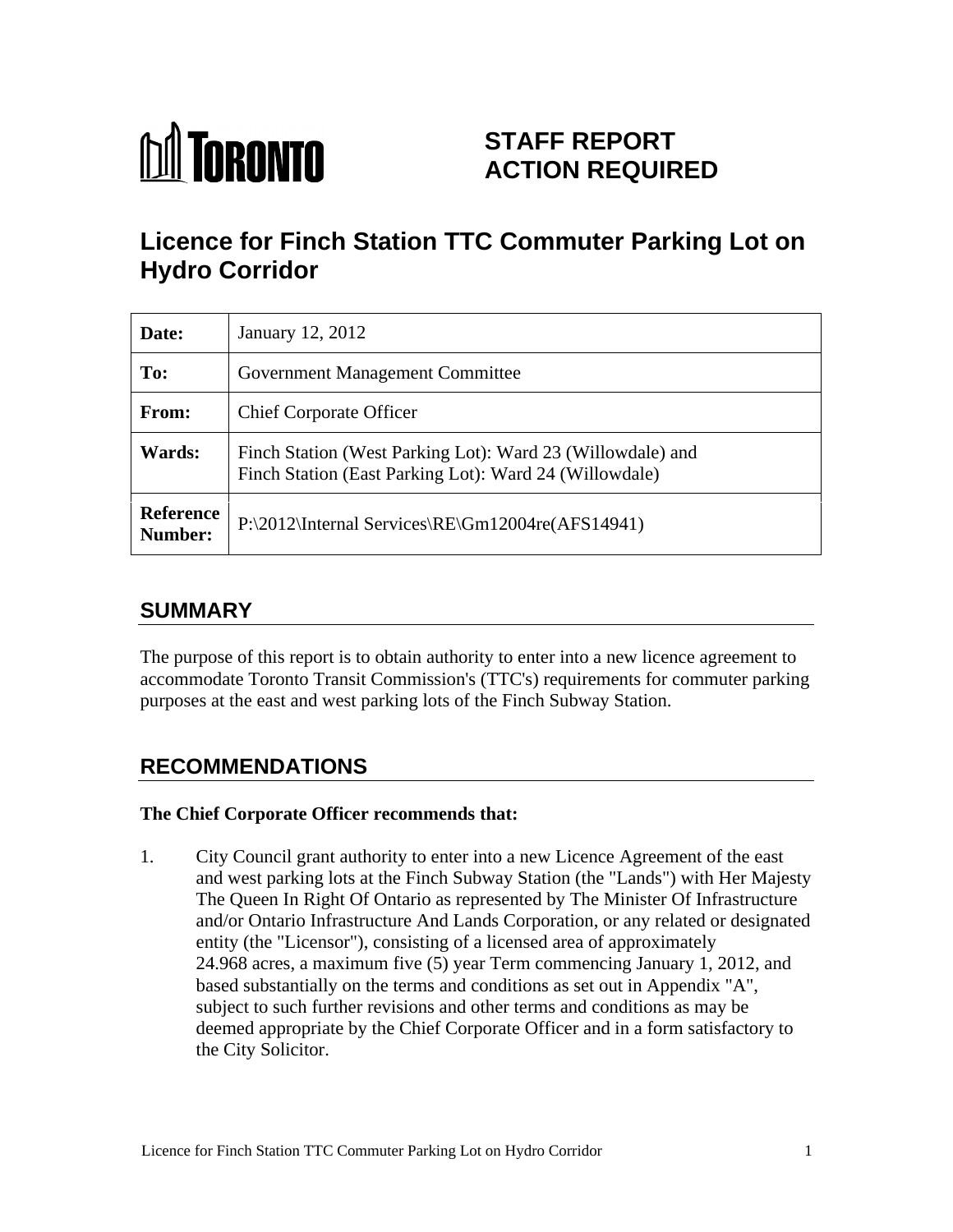TORONTO

# STAFF REPORT
# ACTION REQUIRED

## Licence for Finch Station TTC Commuter Parking Lot on Hydro Corridor

| | |
|---|---|
| **Date:** | January 12, 2012 |
| **To:** | Government Management Committee |
| **From:** | Chief Corporate Officer |
| **Wards:** | Finch Station (West Parking Lot): Ward 23 (Willowdale) and Finch Station (East Parking Lot): Ward 24 (Willowdale) |
| **Reference Number:** | P:\2012\Internal Services\RE\Gm12004re(AFS14941) |

## SUMMARY

The purpose of this report is to obtain authority to enter into a new licence agreement to accommodate Toronto Transit Commission's (TTC's) requirements for commuter parking purposes at the east and west parking lots of the Finch Subway Station.

## RECOMMENDATIONS

**The Chief Corporate Officer recommends that:**

1. City Council grant authority to enter into a new Licence Agreement of the east and west parking lots at the Finch Subway Station (the "Lands") with Her Majesty The Queen In Right Of Ontario as represented by The Minister Of Infrastructure and/or Ontario Infrastructure And Lands Corporation, or any related or designated entity (the "Licensor"), consisting of a licensed area of approximately 24.968 acres, a maximum five (5) year Term commencing January 1, 2012, and based substantially on the terms and conditions as set out in Appendix "A", subject to such further revisions and other terms and conditions as may be deemed appropriate by the Chief Corporate Officer and in a form satisfactory to the City Solicitor.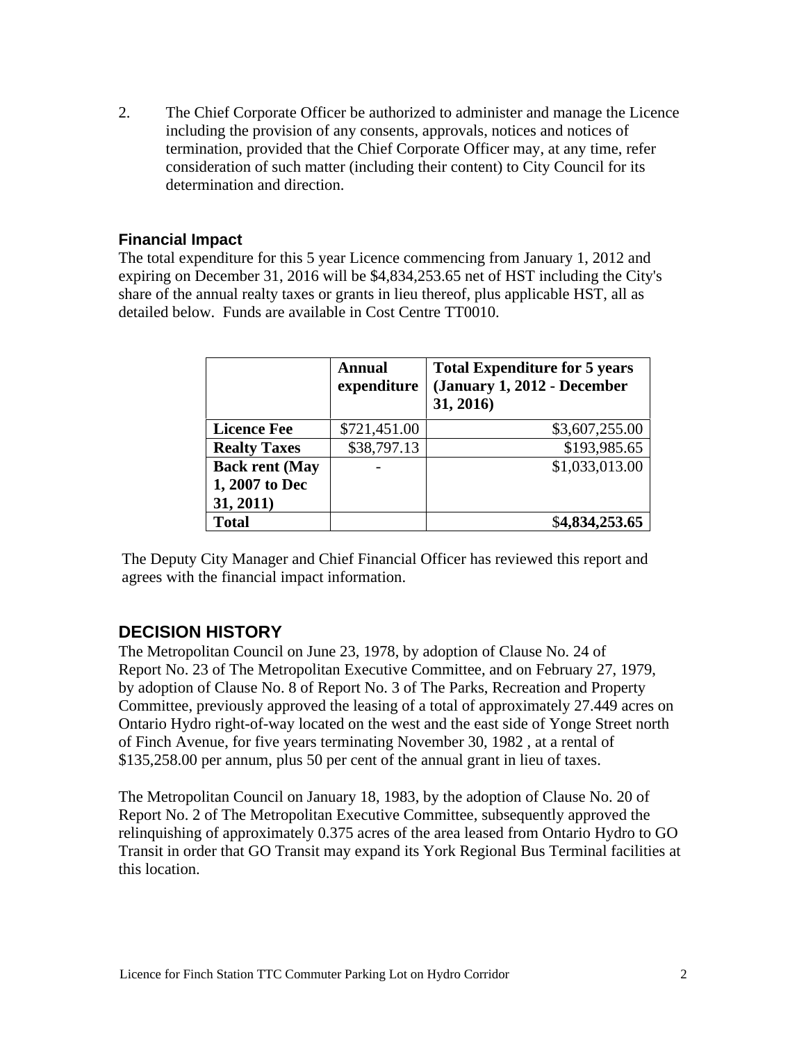2. The Chief Corporate Officer be authorized to administer and manage the Licence including the provision of any consents, approvals, notices and notices of termination, provided that the Chief Corporate Officer may, at any time, refer consideration of such matter (including their content) to City Council for its determination and direction.

### Financial Impact

The total expenditure for this 5 year Licence commencing from January 1, 2012 and expiring on December 31, 2016 will be $4,834,253.65 net of HST including the City's share of the annual realty taxes or grants in lieu thereof, plus applicable HST, all as detailed below. Funds are available in Cost Centre TT0010.

| | **Annual expenditure** | **Total Expenditure for 5 years (January 1, 2012 - December 31, 2016)** |
|---|---|---|
| **Licence Fee** | $721,451.00 | $3,607,255.00 |
| **Realty Taxes** | $38,797.13 | $193,985.65 |
| **Back rent (May 1, 2007 to Dec 31, 2011)** | - | $1,033,013.00 |
| **Total** | | $**4,834,253.65** |

The Deputy City Manager and Chief Financial Officer has reviewed this report and agrees with the financial impact information.

## DECISION HISTORY

The Metropolitan Council on June 23, 1978, by adoption of Clause No. 24 of Report No. 23 of The Metropolitan Executive Committee, and on February 27, 1979, by adoption of Clause No. 8 of Report No. 3 of The Parks, Recreation and Property Committee, previously approved the leasing of a total of approximately 27.449 acres on Ontario Hydro right-of-way located on the west and the east side of Yonge Street north of Finch Avenue, for five years terminating November 30, 1982 , at a rental of $135,258.00 per annum, plus 50 per cent of the annual grant in lieu of taxes.

The Metropolitan Council on January 18, 1983, by the adoption of Clause No. 20 of Report No. 2 of The Metropolitan Executive Committee, subsequently approved the relinquishing of approximately 0.375 acres of the area leased from Ontario Hydro to GO Transit in order that GO Transit may expand its York Regional Bus Terminal facilities at this location.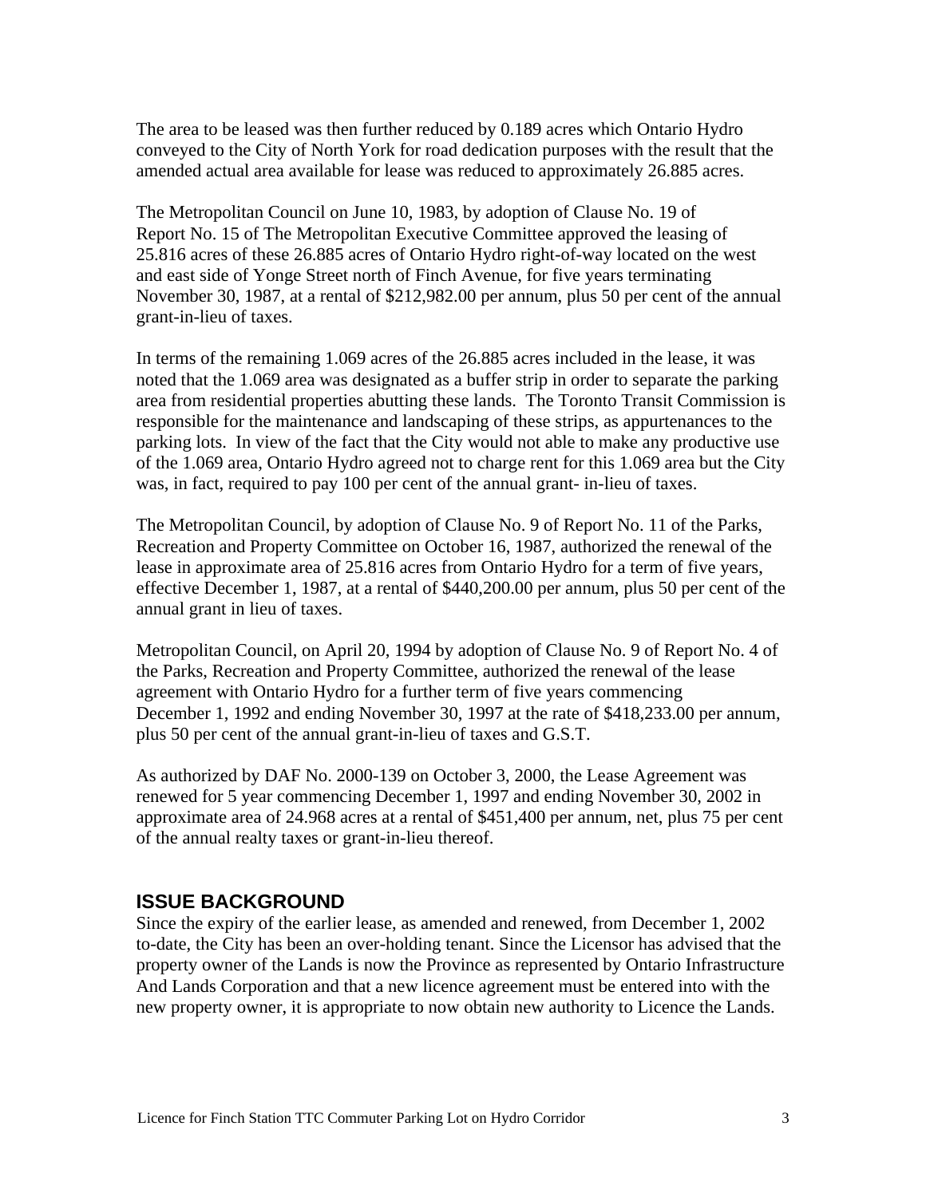The area to be leased was then further reduced by 0.189 acres which Ontario Hydro conveyed to the City of North York for road dedication purposes with the result that the amended actual area available for lease was reduced to approximately 26.885 acres.

The Metropolitan Council on June 10, 1983, by adoption of Clause No. 19 of Report No. 15 of The Metropolitan Executive Committee approved the leasing of 25.816 acres of these 26.885 acres of Ontario Hydro right-of-way located on the west and east side of Yonge Street north of Finch Avenue, for five years terminating November 30, 1987, at a rental of $212,982.00 per annum, plus 50 per cent of the annual grant-in-lieu of taxes.

In terms of the remaining 1.069 acres of the 26.885 acres included in the lease, it was noted that the 1.069 area was designated as a buffer strip in order to separate the parking area from residential properties abutting these lands. The Toronto Transit Commission is responsible for the maintenance and landscaping of these strips, as appurtenances to the parking lots. In view of the fact that the City would not able to make any productive use of the 1.069 area, Ontario Hydro agreed not to charge rent for this 1.069 area but the City was, in fact, required to pay 100 per cent of the annual grant- in-lieu of taxes.

The Metropolitan Council, by adoption of Clause No. 9 of Report No. 11 of the Parks, Recreation and Property Committee on October 16, 1987, authorized the renewal of the lease in approximate area of 25.816 acres from Ontario Hydro for a term of five years, effective December 1, 1987, at a rental of $440,200.00 per annum, plus 50 per cent of the annual grant in lieu of taxes.

Metropolitan Council, on April 20, 1994 by adoption of Clause No. 9 of Report No. 4 of the Parks, Recreation and Property Committee, authorized the renewal of the lease agreement with Ontario Hydro for a further term of five years commencing December 1, 1992 and ending November 30, 1997 at the rate of $418,233.00 per annum, plus 50 per cent of the annual grant-in-lieu of taxes and G.S.T.

As authorized by DAF No. 2000-139 on October 3, 2000, the Lease Agreement was renewed for 5 year commencing December 1, 1997 and ending November 30, 2002 in approximate area of 24.968 acres at a rental of $451,400 per annum, net, plus 75 per cent of the annual realty taxes or grant-in-lieu thereof.

## ISSUE BACKGROUND

Since the expiry of the earlier lease, as amended and renewed, from December 1, 2002 to-date, the City has been an over-holding tenant. Since the Licensor has advised that the property owner of the Lands is now the Province as represented by Ontario Infrastructure And Lands Corporation and that a new licence agreement must be entered into with the new property owner, it is appropriate to now obtain new authority to Licence the Lands.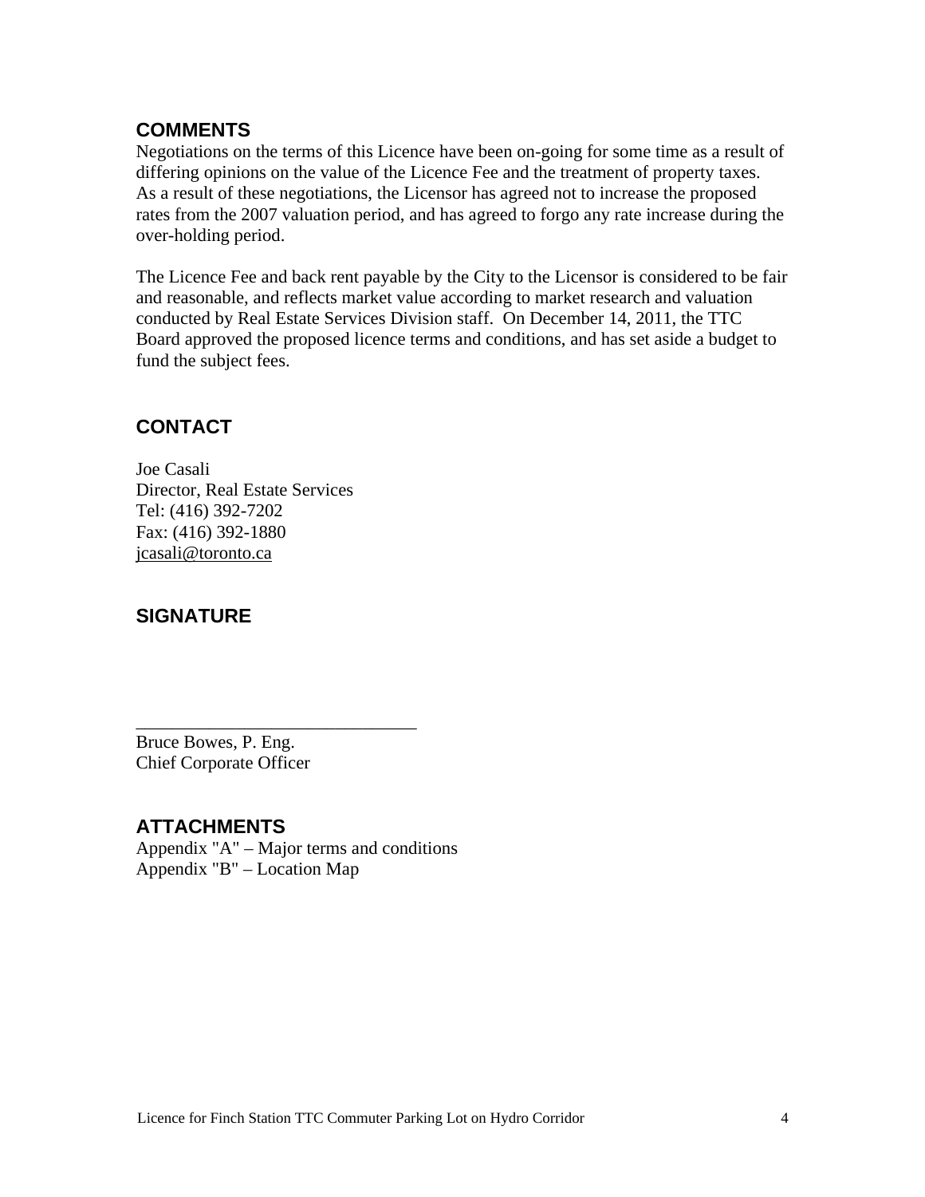## COMMENTS

Negotiations on the terms of this Licence have been on-going for some time as a result of differing opinions on the value of the Licence Fee and the treatment of property taxes. As a result of these negotiations, the Licensor has agreed not to increase the proposed rates from the 2007 valuation period, and has agreed to forgo any rate increase during the over-holding period.

The Licence Fee and back rent payable by the City to the Licensor is considered to be fair and reasonable, and reflects market value according to market research and valuation conducted by Real Estate Services Division staff. On December 14, 2011, the TTC Board approved the proposed licence terms and conditions, and has set aside a budget to fund the subject fees.

## CONTACT

Joe Casali
Director, Real Estate Services
Tel: (416) 392-7202
Fax: (416) 392-1880
jcasali@toronto.ca

## SIGNATURE

_______________________________

Bruce Bowes, P. Eng.
Chief Corporate Officer

## ATTACHMENTS

Appendix "A" – Major terms and conditions
Appendix "B" – Location Map